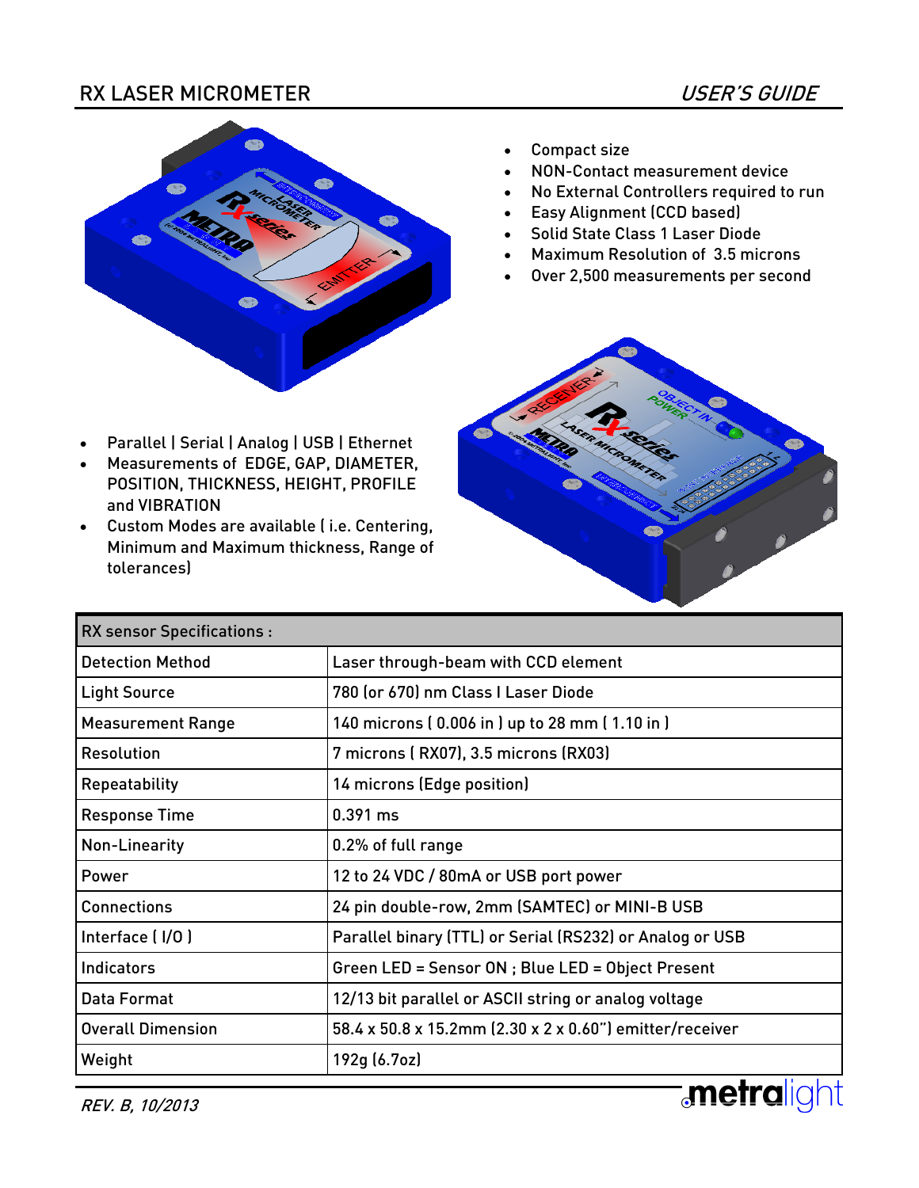# RX LASER MICROMETER

*USER'S GUIDE*

- Compact size
- NON-Contact measurement device
- No External Controllers required to run
- Easy Alignment (CCD based)
- Solid State Class 1 Laser Diode
- Maximum Resolution of 3.5 microns
- Over 2,500 measurements per second

- Parallel | Serial | Analog | USB | Ethernet
- Measurements of EDGE, GAP, DIAMETER, POSITION, THICKNESS, HEIGHT, PROFILE and VIBRATION
- Custom Modes are available ( i.e. Centering, Minimum and Maximum thickness, Range of tolerances)

| RX sensor Specifications : | |
|---|---|
| Detection Method | Laser through-beam with CCD element |
| Light Source | 780 (or 670) nm Class I Laser Diode |
| Measurement Range | 140 microns ( 0.006 in ) up to 28 mm ( 1.10 in ) |
| Resolution | 7 microns ( RX07), 3.5 microns (RX03) |
| Repeatability | 14 microns (Edge position) |
| Response Time | 0.391 ms |
| Non-Linearity | 0.2% of full range |
| Power | 12 to 24 VDC / 80mA or USB port power |
| Connections | 24 pin double-row, 2mm (SAMTEC) or MINI-B USB |
| Interface ( I/O ) | Parallel binary (TTL) or Serial (RS232) or Analog or USB |
| Indicators | Green LED = Sensor ON ; Blue LED = Object Present |
| Data Format | 12/13 bit parallel or ASCII string or analog voltage |
| Overall Dimension | 58.4 x 50.8 x 15.2mm (2.30 x 2 x 0.60") emitter/receiver |
| Weight | 192g (6.7oz) |

*REV. B, 10/2013*

metralight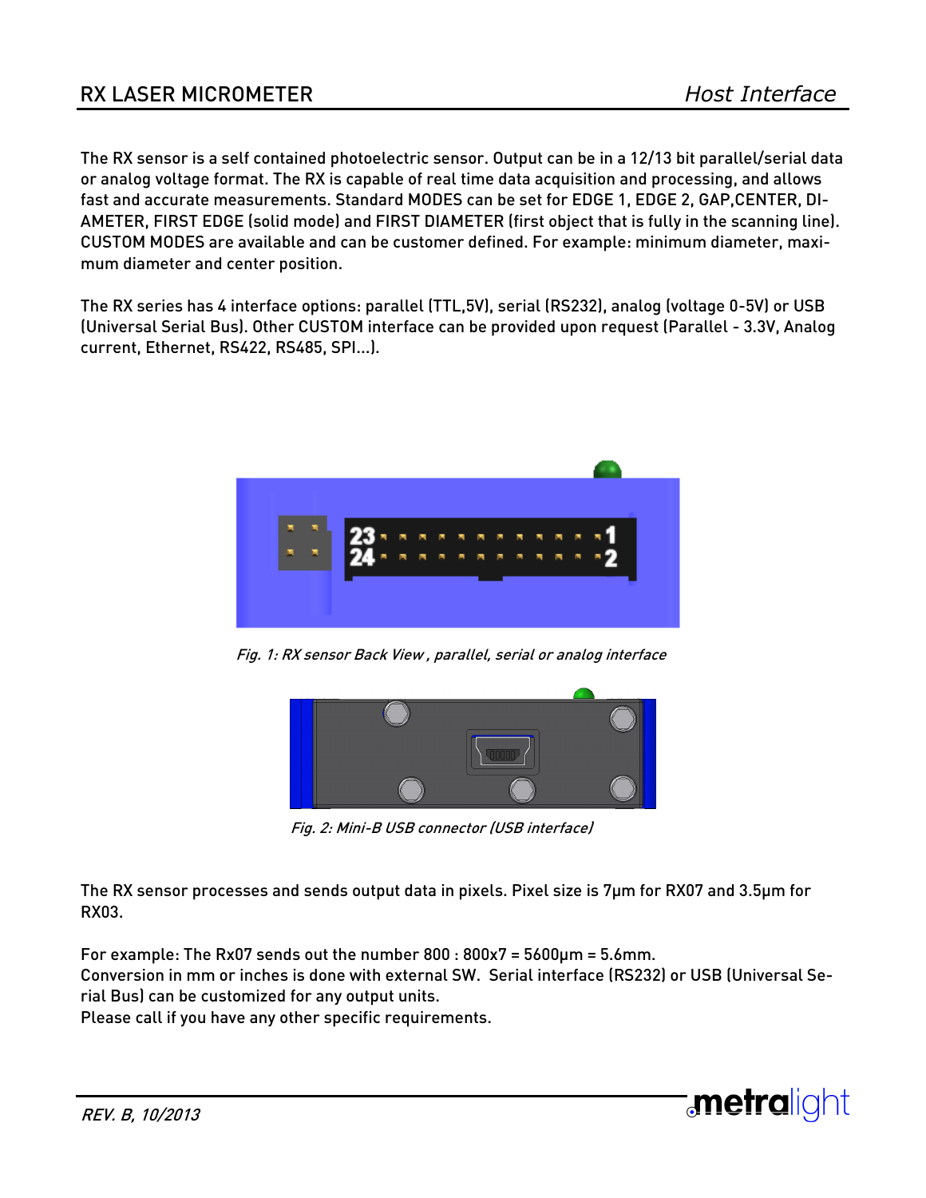The RX sensor is a self contained photoelectric sensor. Output can be in a 12/13 bit parallel/serial data or analog voltage format. The RX is capable of real time data acquisition and processing, and allows fast and accurate measurements. Standard MODES can be set for EDGE 1, EDGE 2, GAP,CENTER, DIAMETER, FIRST EDGE (solid mode) and FIRST DIAMETER (first object that is fully in the scanning line). CUSTOM MODES are available and can be customer defined. For example: minimum diameter, maximum diameter and center position.

The RX series has 4 interface options: parallel (TTL,5V), serial (RS232), analog (voltage 0-5V) or USB (Universal Serial Bus). Other CUSTOM interface can be provided upon request (Parallel - 3.3V, Analog current, Ethernet, RS422, RS485, SPI...).

*Fig. 1: RX sensor Back View , parallel, serial or analog interface*

*Fig. 2: Mini-B USB connector (USB interface)*

The RX sensor processes and sends output data in pixels. Pixel size is 7µm for RX07 and 3.5µm for RX03.

For example: The Rx07 sends out the number 800 : 800x7 = 5600µm = 5.6mm.
Conversion in mm or inches is done with external SW. Serial interface (RS232) or USB (Universal Serial Bus) can be customized for any output units.
Please call if you have any other specific requirements.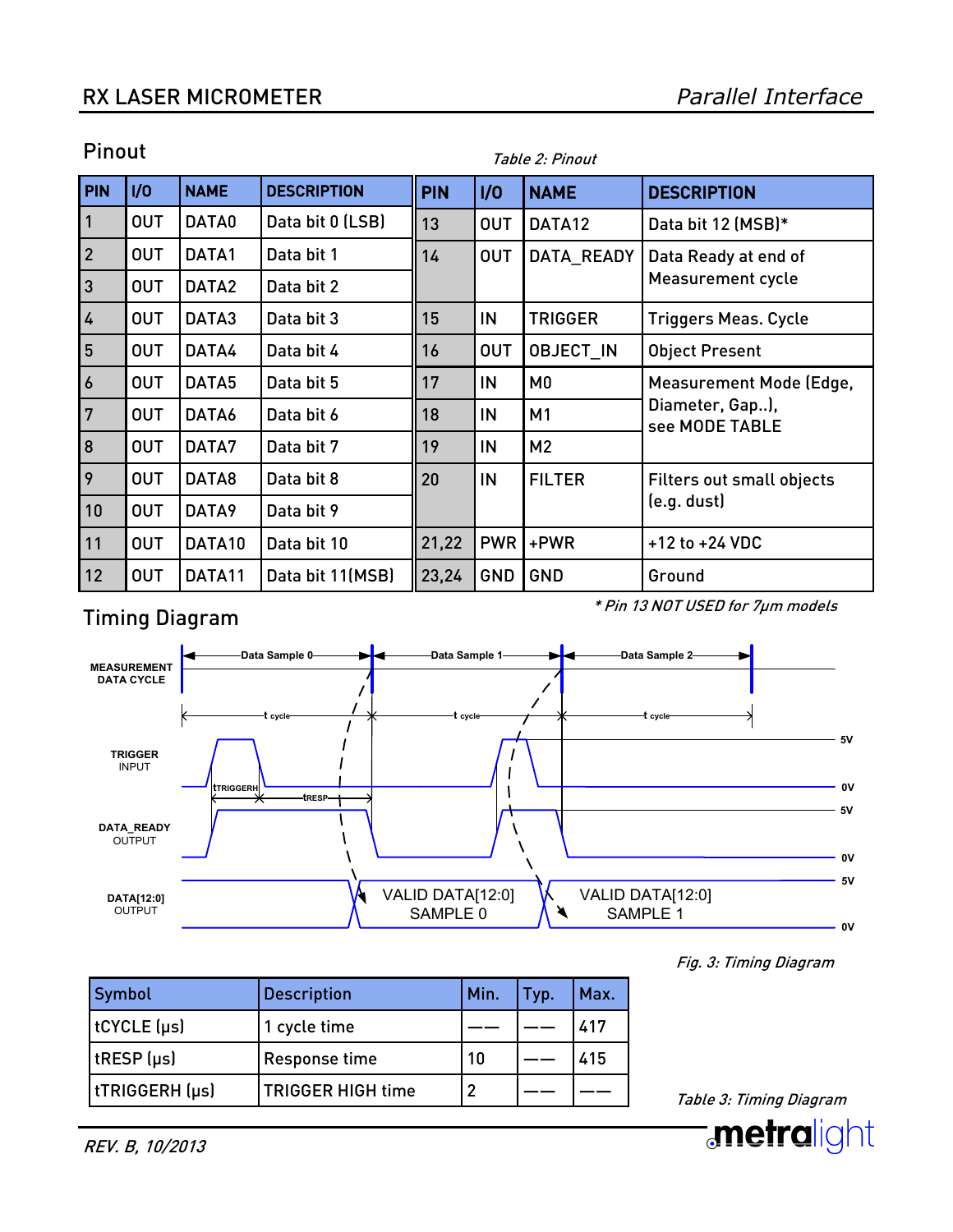## Pinout

*Table 2: Pinout*

| PIN | I/O | NAME | DESCRIPTION | PIN | I/O | NAME | DESCRIPTION |
|---|---|---|---|---|---|---|---|
| 1 | OUT | DATA0 | Data bit 0 (LSB) | 13 | OUT | DATA12 | Data bit 12 (MSB)* |
| 2 | OUT | DATA1 | Data bit 1 | 14 | OUT | DATA_READY | Data Ready at end of Measurement cycle |
| 3 | OUT | DATA2 | Data bit 2 | | | | |
| 4 | OUT | DATA3 | Data bit 3 | 15 | IN | TRIGGER | Triggers Meas. Cycle |
| 5 | OUT | DATA4 | Data bit 4 | 16 | OUT | OBJECT_IN | Object Present |
| 6 | OUT | DATA5 | Data bit 5 | 17 | IN | M0 | Measurement Mode (Edge, Diameter, Gap..), see MODE TABLE |
| 7 | OUT | DATA6 | Data bit 6 | 18 | IN | M1 | |
| 8 | OUT | DATA7 | Data bit 7 | 19 | IN | M2 | |
| 9 | OUT | DATA8 | Data bit 8 | 20 | IN | FILTER | Filters out small objects (e.g. dust) |
| 10 | OUT | DATA9 | Data bit 9 | | | | |
| 11 | OUT | DATA10 | Data bit 10 | 21,22 | PWR | +PWR | +12 to +24 VDC |
| 12 | OUT | DATA11 | Data bit 11(MSB) | 23,24 | GND | GND | Ground |

*\* Pin 13 NOT USED for 7µm models*

## Timing Diagram

*Fig. 3: Timing Diagram*

| Symbol | Description | Min. | Typ. | Max. |
|---|---|---|---|---|
| tCYCLE (µs) | 1 cycle time | —— | —— | 417 |
| tRESP (µs) | Response time | 10 | —— | 415 |
| tTRIGGERH (µs) | TRIGGER HIGH time | 2 | —— | —— |

*Table 3: Timing Diagram*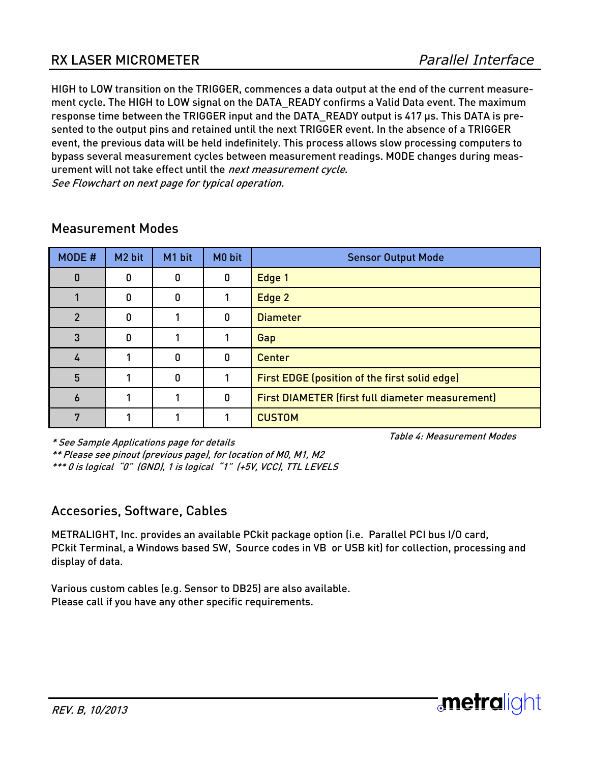HIGH to LOW transition on the TRIGGER, commences a data output at the end of the current measurement cycle. The HIGH to LOW signal on the DATA_READY confirms a Valid Data event. The maximum response time between the TRIGGER input and the DATA_READY output is 417 μs. This DATA is presented to the output pins and retained until the next TRIGGER event. In the absence of a TRIGGER event, the previous data will be held indefinitely. This process allows slow processing computers to bypass several measurement cycles between measurement readings. MODE changes during measurement will not take effect until the *next measurement cycle*.
*See Flowchart on next page for typical operation.*

## Measurement Modes

| MODE # | M2 bit | M1 bit | M0 bit | Sensor Output Mode |
|---|---|---|---|---|
| 0 | 0 | 0 | 0 | Edge 1 |
| 1 | 0 | 0 | 1 | Edge 2 |
| 2 | 0 | 1 | 0 | Diameter |
| 3 | 0 | 1 | 1 | Gap |
| 4 | 1 | 0 | 0 | Center |
| 5 | 1 | 0 | 1 | First EDGE (position of the first solid edge) |
| 6 | 1 | 1 | 0 | First DIAMETER (first full diameter measurement) |
| 7 | 1 | 1 | 1 | CUSTOM |

*Table 4: Measurement Modes*

*\* See Sample Applications page for details*
*\*\* Please see pinout (previous page), for location of M0, M1, M2*
*\*\*\* 0 is logical "0" (GND), 1 is logical "1" (+5V, VCC), TTL LEVELS*

## Accesories, Software, Cables

METRALIGHT, Inc. provides an available PCkit package option (i.e. Parallel PCI bus I/O card, PCkit Terminal, a Windows based SW, Source codes in VB or USB kit) for collection, processing and display of data.

Various custom cables (e.g. Sensor to DB25) are also available.
Please call if you have any other specific requirements.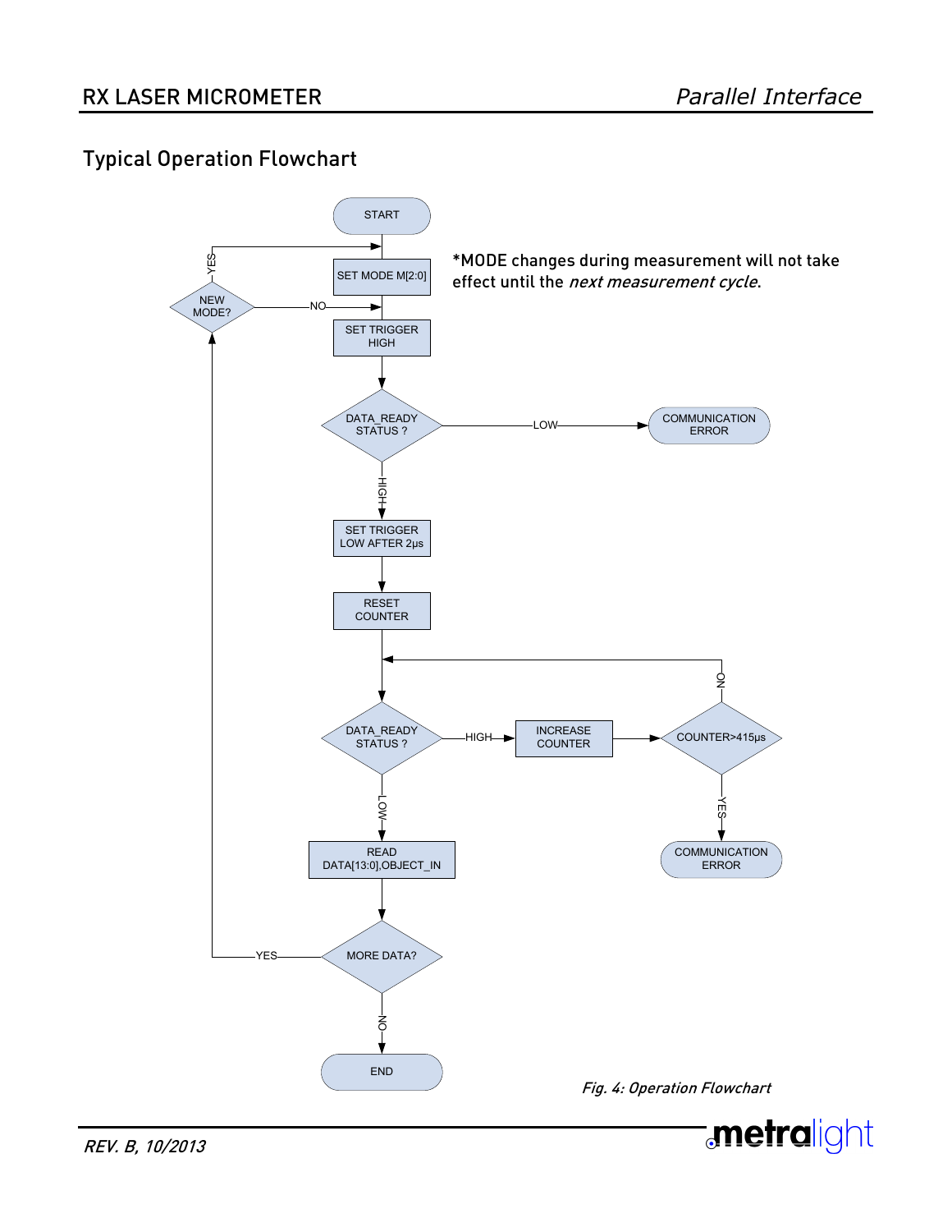## Typical Operation Flowchart

*MODE changes during measurement will not take effect until the *next measurement cycle*.

START

SET MODE M[2:0]

NEW MODE?

YES

NO

SET TRIGGER HIGH

DATA_READY STATUS ?

LOW

COMMUNICATION ERROR

HIGH

SET TRIGGER LOW AFTER 2µs

RESET COUNTER

DATA_READY STATUS ?

HIGH

INCREASE COUNTER

COUNTER>415µs

NO

YES

COMMUNICATION ERROR

LOW

READ DATA[13:0],OBJECT_IN

MORE DATA?

YES

NO

END

*Fig. 4: Operation Flowchart*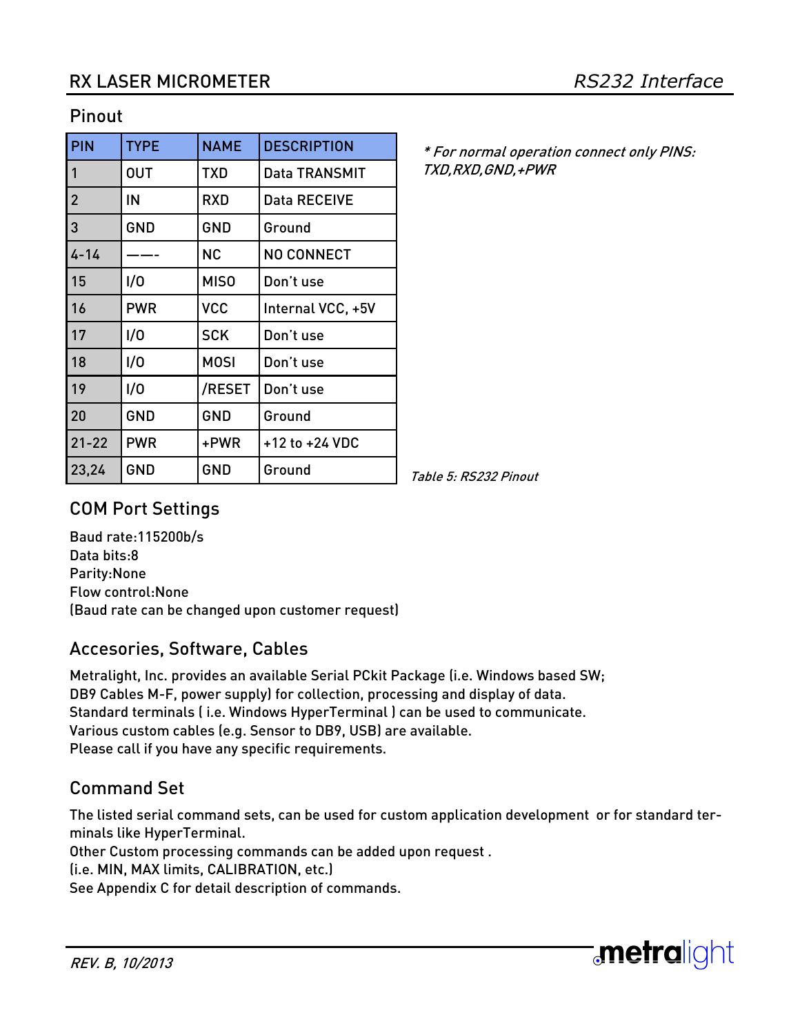# RX LASER MICROMETER

*RS232 Interface*

## Pinout

| PIN | TYPE | NAME | DESCRIPTION |
|---|---|---|---|
| 1 | OUT | TXD | Data TRANSMIT |
| 2 | IN | RXD | Data RECEIVE |
| 3 | GND | GND | Ground |
| 4-14 | ——- | NC | NO CONNECT |
| 15 | I/O | MISO | Don't use |
| 16 | PWR | VCC | Internal VCC, +5V |
| 17 | I/O | SCK | Don't use |
| 18 | I/O | MOSI | Don't use |
| 19 | I/O | /RESET | Don't use |
| 20 | GND | GND | Ground |
| 21-22 | PWR | +PWR | +12 to +24 VDC |
| 23,24 | GND | GND | Ground |

*\* For normal operation connect only PINS: TXD,RXD,GND,+PWR*

*Table 5: RS232 Pinout*

## COM Port Settings

Baud rate:115200b/s
Data bits:8
Parity:None
Flow control:None
(Baud rate can be changed upon customer request)

## Accesories, Software, Cables

Metralight, Inc. provides an available Serial PCkit Package (i.e. Windows based SW; DB9 Cables M-F, power supply) for collection, processing and display of data.
Standard terminals ( i.e. Windows HyperTerminal ) can be used to communicate.
Various custom cables (e.g. Sensor to DB9, USB) are available.
Please call if you have any specific requirements.

## Command Set

The listed serial command sets, can be used for custom application development or for standard terminals like HyperTerminal.
Other Custom processing commands can be added upon request .
(i.e. MIN, MAX limits, CALIBRATION, etc.)
See Appendix C for detail description of commands.

*REV. B, 10/2013*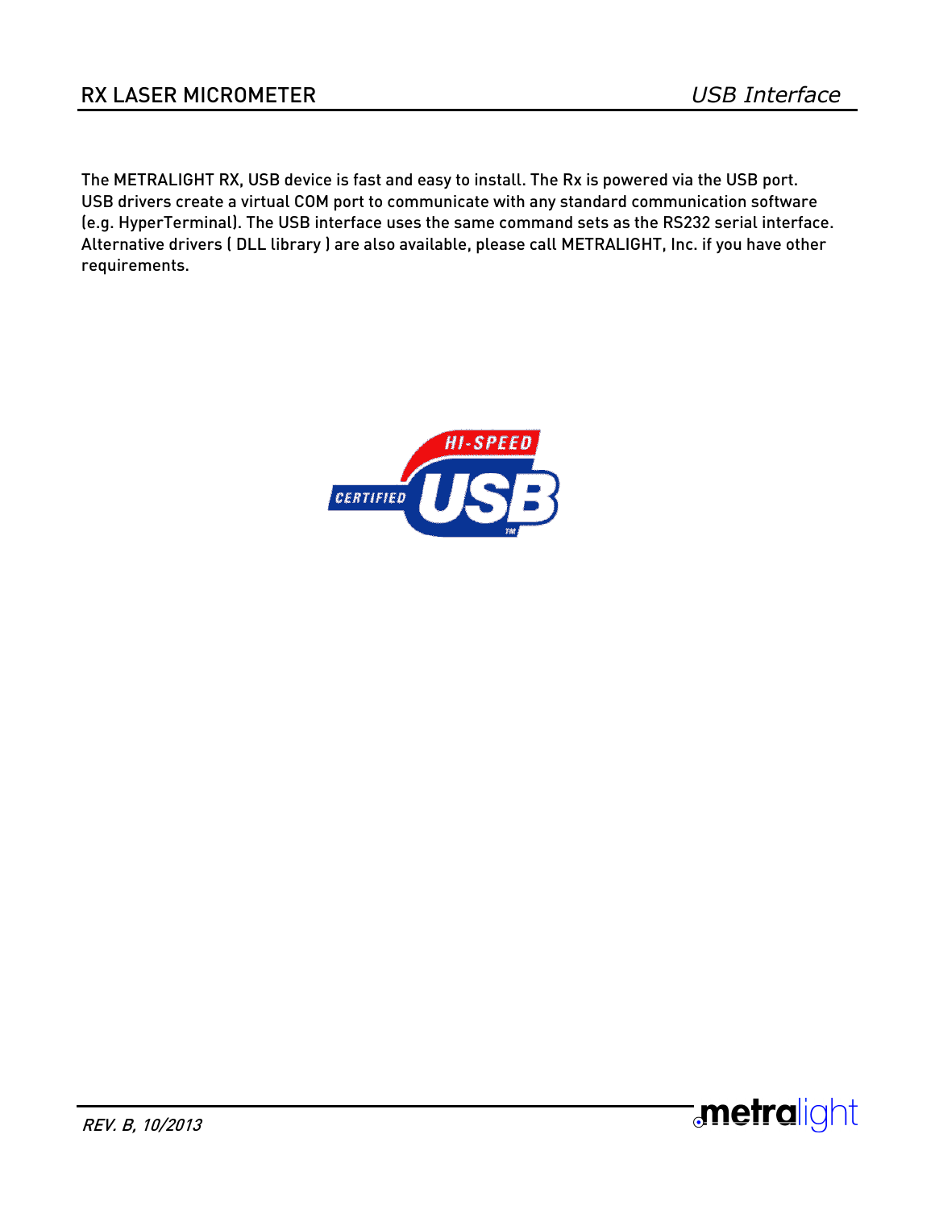The METRALIGHT RX, USB device is fast and easy to install. The Rx is powered via the USB port. USB drivers create a virtual COM port to communicate with any standard communication software (e.g. HyperTerminal). The USB interface uses the same command sets as the RS232 serial interface. Alternative drivers ( DLL library ) are also available, please call METRALIGHT, Inc. if you have other requirements.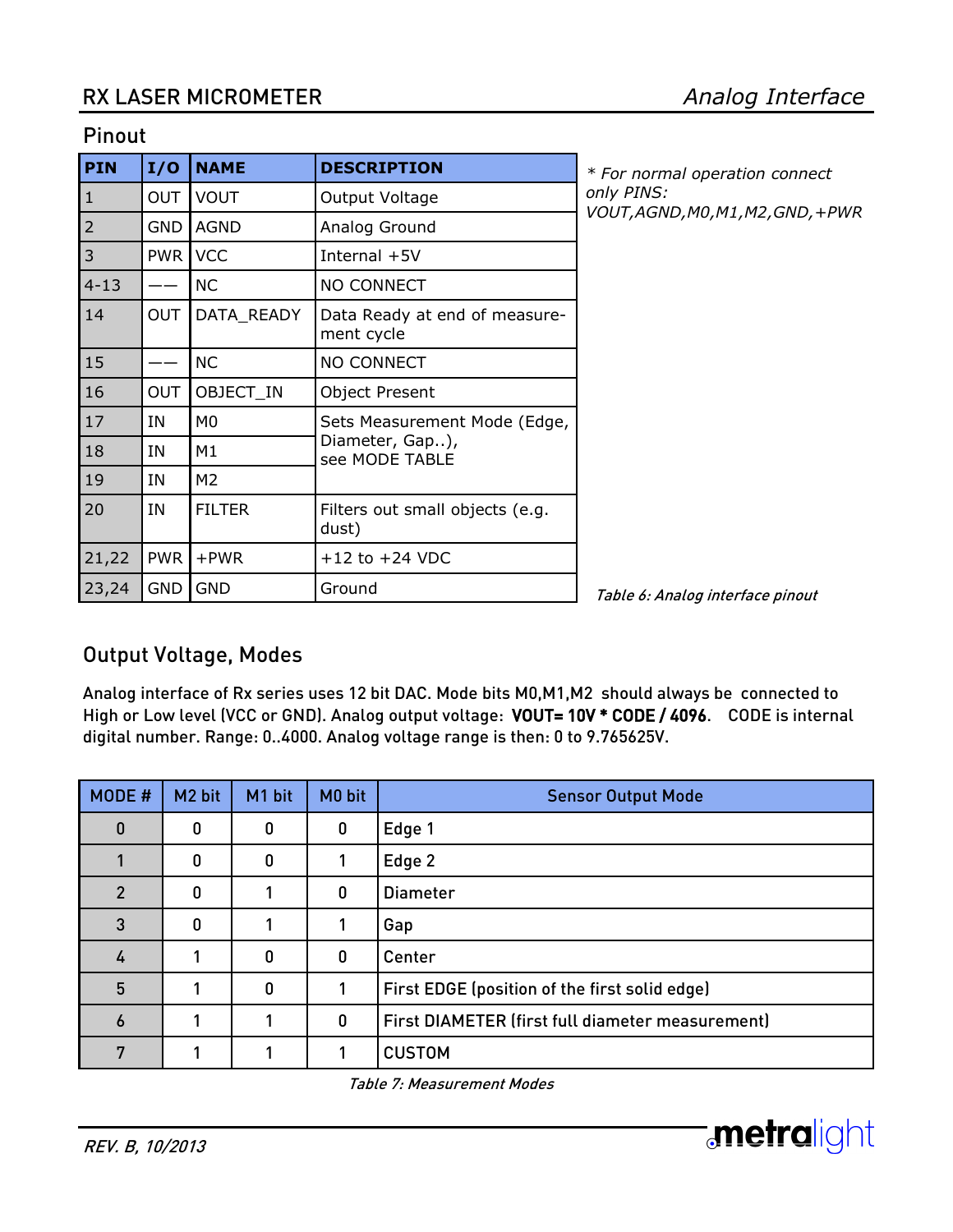## Pinout

| PIN | I/O | NAME | DESCRIPTION |
|---|---|---|---|
| 1 | OUT | VOUT | Output Voltage |
| 2 | GND | AGND | Analog Ground |
| 3 | PWR | VCC | Internal +5V |
| 4-13 | —— | NC | NO CONNECT |
| 14 | OUT | DATA_READY | Data Ready at end of measurement cycle |
| 15 | —— | NC | NO CONNECT |
| 16 | OUT | OBJECT_IN | Object Present |
| 17 | IN | M0 | Sets Measurement Mode (Edge, Diameter, Gap..), see MODE TABLE |
| 18 | IN | M1 | |
| 19 | IN | M2 | |
| 20 | IN | FILTER | Filters out small objects (e.g. dust) |
| 21,22 | PWR | +PWR | +12 to +24 VDC |
| 23,24 | GND | GND | Ground |

*\* For normal operation connect only PINS: VOUT,AGND,M0,M1,M2,GND,+PWR*

*Table 6: Analog interface pinout*

## Output Voltage, Modes

Analog interface of Rx series uses 12 bit DAC. Mode bits M0,M1,M2 should always be connected to High or Low level (VCC or GND). Analog output voltage: **VOUT= 10V \* CODE / 4096**. CODE is internal digital number. Range: 0..4000. Analog voltage range is then: 0 to 9.765625V.

| MODE # | M2 bit | M1 bit | M0 bit | Sensor Output Mode |
|---|---|---|---|---|
| 0 | 0 | 0 | 0 | Edge 1 |
| 1 | 0 | 0 | 1 | Edge 2 |
| 2 | 0 | 1 | 0 | Diameter |
| 3 | 0 | 1 | 1 | Gap |
| 4 | 1 | 0 | 0 | Center |
| 5 | 1 | 0 | 1 | First EDGE (position of the first solid edge) |
| 6 | 1 | 1 | 0 | First DIAMETER (first full diameter measurement) |
| 7 | 1 | 1 | 1 | CUSTOM |

*Table 7: Measurement Modes*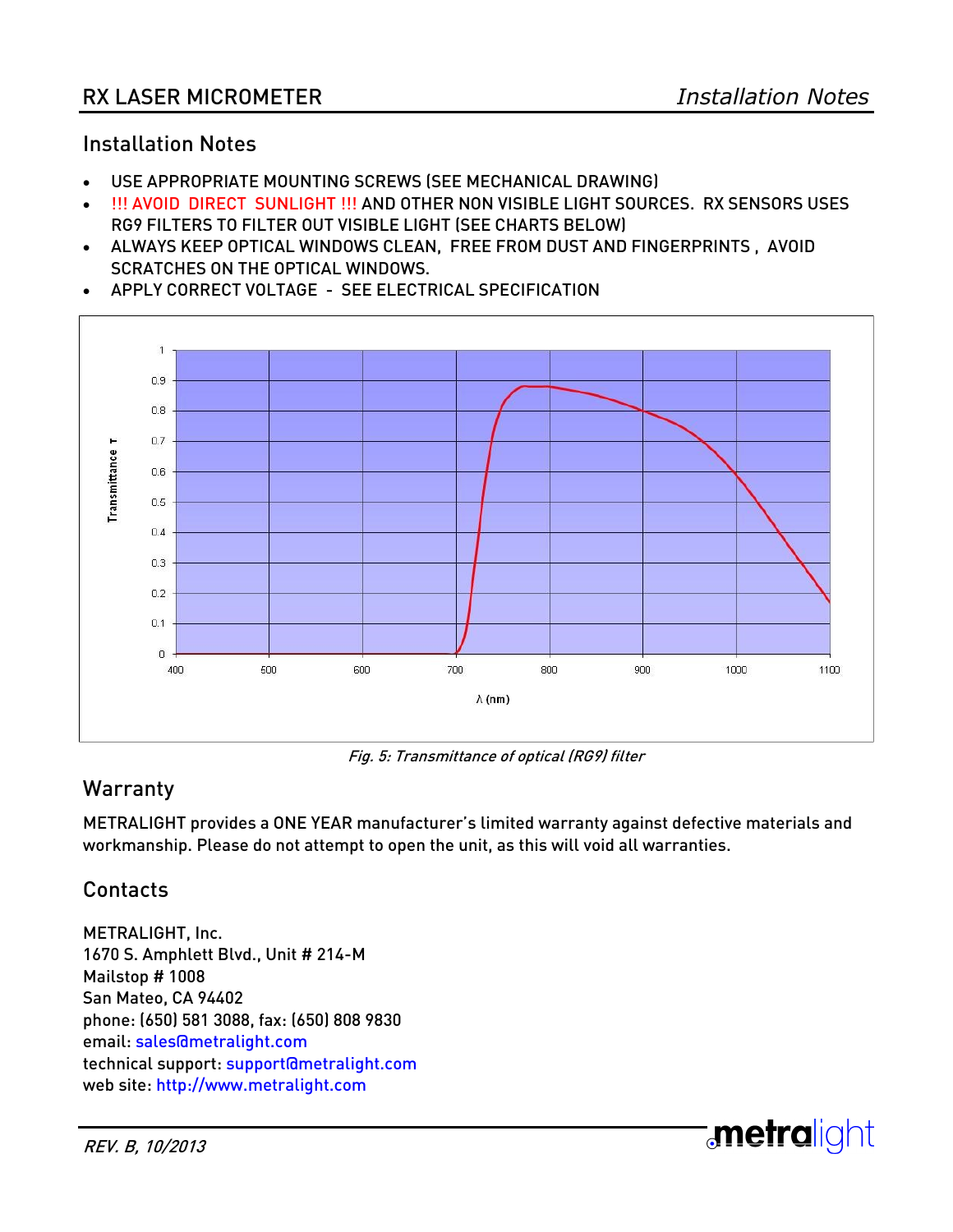## Installation Notes

- USE APPROPRIATE MOUNTING SCREWS (SEE MECHANICAL DRAWING)
- !!! AVOID DIRECT SUNLIGHT !!! AND OTHER NON VISIBLE LIGHT SOURCES. RX SENSORS USES RG9 FILTERS TO FILTER OUT VISIBLE LIGHT (SEE CHARTS BELOW)
- ALWAYS KEEP OPTICAL WINDOWS CLEAN, FREE FROM DUST AND FINGERPRINTS , AVOID SCRATCHES ON THE OPTICAL WINDOWS.
- APPLY CORRECT VOLTAGE - SEE ELECTRICAL SPECIFICATION

*Fig. 5: Transmittance of optical (RG9) filter*

## Warranty

METRALIGHT provides a ONE YEAR manufacturer's limited warranty against defective materials and workmanship. Please do not attempt to open the unit, as this will void all warranties.

## Contacts

METRALIGHT, Inc.
1670 S. Amphlett Blvd., Unit # 214-M
Mailstop # 1008
San Mateo, CA 94402
phone: (650) 581 3088, fax: (650) 808 9830
email: sales@metralight.com
technical support: support@metralight.com
web site: http://www.metralight.com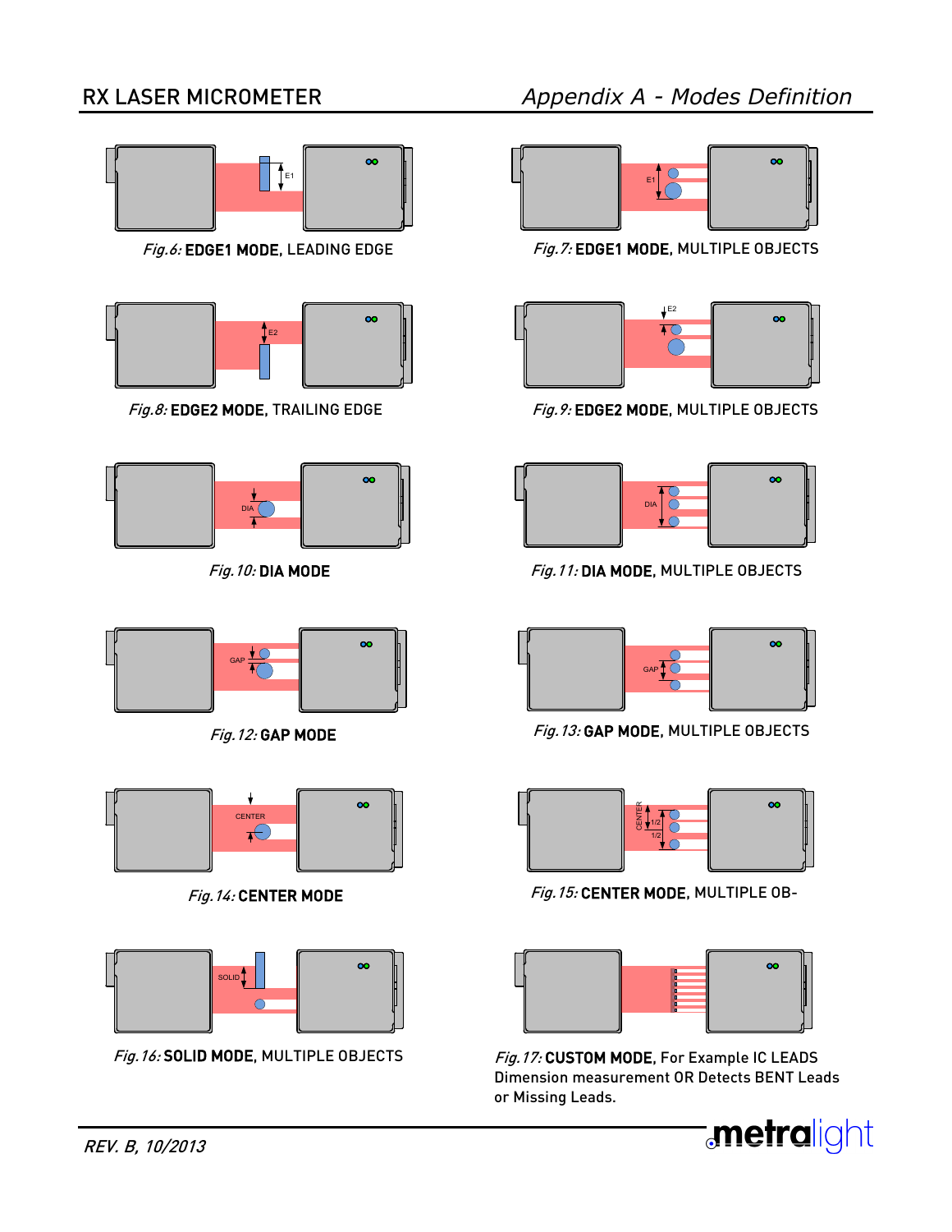*Fig.6:* **EDGE1 MODE,** LEADING EDGE

*Fig.7:* **EDGE1 MODE,** MULTIPLE OBJECTS

*Fig.8:* **EDGE2 MODE,** TRAILING EDGE

*Fig.9:* **EDGE2 MODE,** MULTIPLE OBJECTS

*Fig.10:* **DIA MODE**

*Fig.11:* **DIA MODE,** MULTIPLE OBJECTS

*Fig.12:* **GAP MODE**

*Fig.13:* **GAP MODE,** MULTIPLE OBJECTS

*Fig.14:* **CENTER MODE**

*Fig.15:* **CENTER MODE,** MULTIPLE OB-

*Fig.16:* **SOLID MODE,** MULTIPLE OBJECTS

*Fig.17:* **CUSTOM MODE,** For Example IC LEADS Dimension measurement OR Detects BENT Leads or Missing Leads.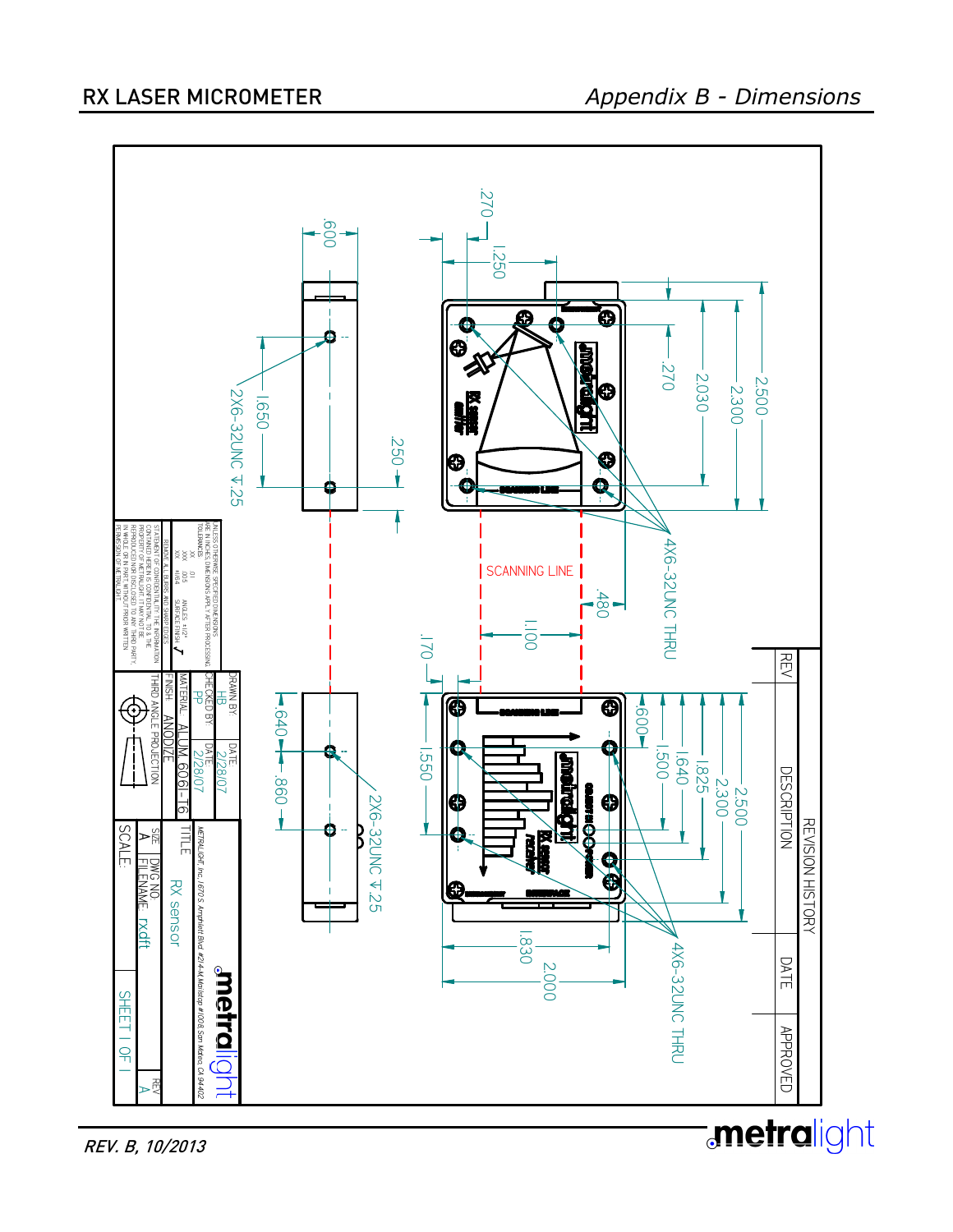SCANNING LINE

2X6-32UNC ↧.25

4X6-32UNC THRU

2X6-32UNC ↧.25

4X6-32UNC THRU

.270 .250 1.250 .600 1.650 .250 .270 2.030 2.300 2.500 .480 1.100 .170 .640 .860 1.550 .600 1.500 1.640 1.825 2.300 2.500 1.830 2.000

| REVISION HISTORY | | | |
|---|---|---|---|
| REV | DESCRIPTION | DATE | APPROVED |

UNLESS OTHERWISE SPECIFIED DIMENSIONS ARE IN INCHES. DIMENSIONS APPLY AFTER PROCESSING.
TOLERANCES:
.XX ±.01
.XXX ±.005
.X ±1/64
ANGLES ±1/2°
SURFACE FINISH

REMOVE ALL BURRS AND SHARP EDGES

STATEMENT OF CONFIDENTIALITY: THE INFORMATION CONTAINED HEREIN IS CONFIDENTIAL TO, AND THE PROPERTY OF METRALIGHT. IT MAY NOT BE REPRODUCED NOR DISCLOSED TO ANY THIRD PARTY, IN WHOLE OR IN PART, WITHOUT PRIOR WRITTEN PERMISSION OF METRALIGHT.

| | | |
|---|---|---|
| DRAWN BY: HB | DATE: 2/28/07 | |
| CHECKED BY: PP | DATE: 2/28/07 | |
| MATERIAL: ALUM. 6061-T6 | | |
| FINISH: ANODIZE | | |
| THIRD ANGLE PROJECTION | | |

metralight

METRALIGHT, Inc., 1670 S. Amphlett Blvd. #214-M, Mailstop #1008, San Mateo, CA 94402

TITLE: RX sensor

| SIZE | DWG NO. | REV |
|---|---|---|
| A | FILENAME: rx.dft | A |

SCALE: SHEET 1 OF 1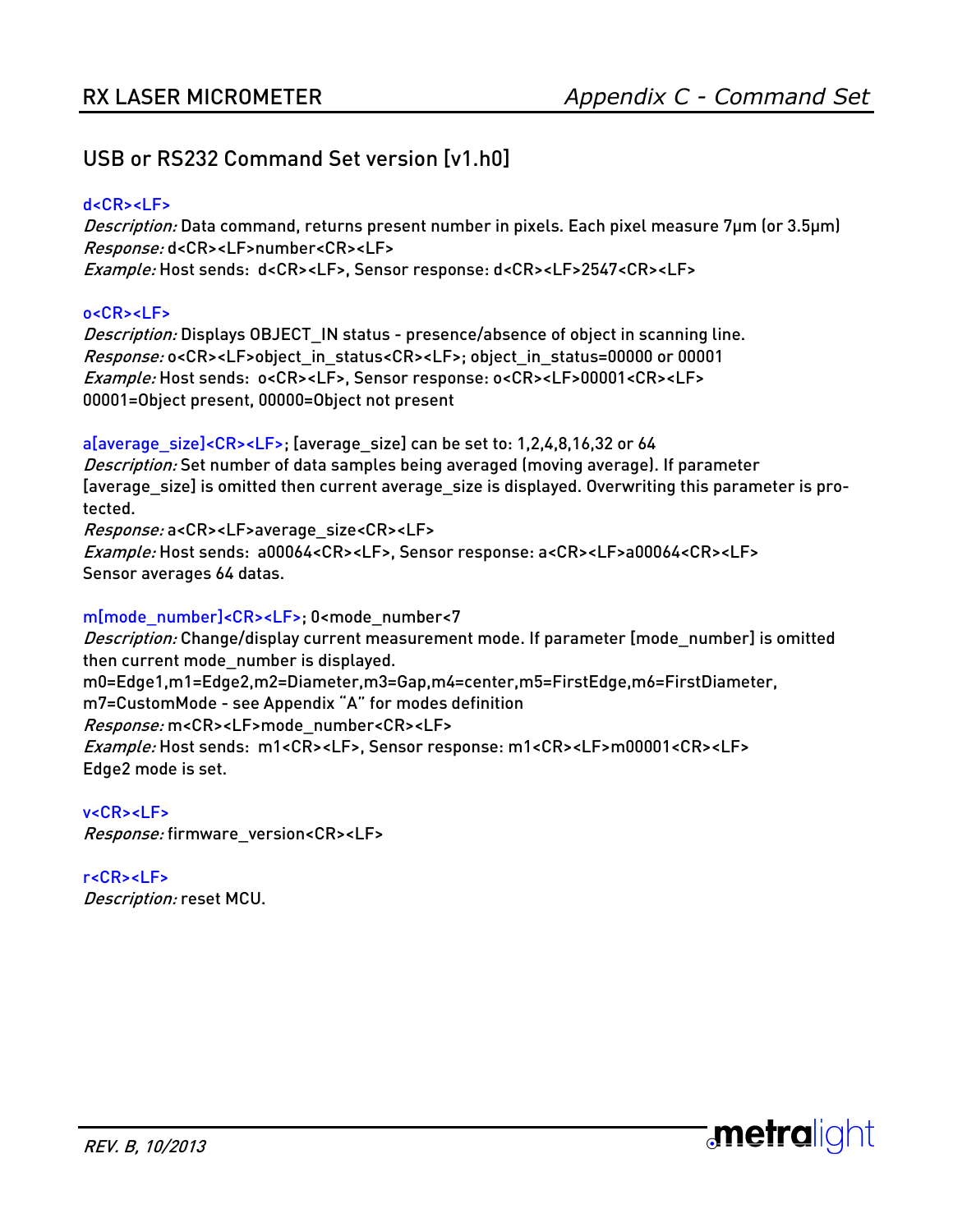## USB or RS232 Command Set version [v1.h0]

d<CR><LF>
*Description:* Data command, returns present number in pixels. Each pixel measure 7μm (or 3.5μm)
*Response:* d<CR><LF>number<CR><LF>
*Example:* Host sends: d<CR><LF>, Sensor response: d<CR><LF>2547<CR><LF>

o<CR><LF>
*Description:* Displays OBJECT_IN status - presence/absence of object in scanning line.
*Response:* o<CR><LF>object_in_status<CR><LF>; object_in_status=00000 or 00001
*Example:* Host sends: o<CR><LF>, Sensor response: o<CR><LF>00001<CR><LF>
00001=Object present, 00000=Object not present

a[average_size]<CR><LF>; [average_size] can be set to: 1,2,4,8,16,32 or 64
*Description:* Set number of data samples being averaged (moving average). If parameter [average_size] is omitted then current average_size is displayed. Overwriting this parameter is protected.
*Response:* a<CR><LF>average_size<CR><LF>
*Example:* Host sends: a00064<CR><LF>, Sensor response: a<CR><LF>a00064<CR><LF>
Sensor averages 64 datas.

m[mode_number]<CR><LF>; 0<mode_number<7
*Description:* Change/display current measurement mode. If parameter [mode_number] is omitted then current mode_number is displayed.
m0=Edge1,m1=Edge2,m2=Diameter,m3=Gap,m4=center,m5=FirstEdge,m6=FirstDiameter, m7=CustomMode - see Appendix "A" for modes definition
*Response:* m<CR><LF>mode_number<CR><LF>
*Example:* Host sends: m1<CR><LF>, Sensor response: m1<CR><LF>m00001<CR><LF>
Edge2 mode is set.

v<CR><LF>
*Response:* firmware_version<CR><LF>

r<CR><LF>
*Description:* reset MCU.